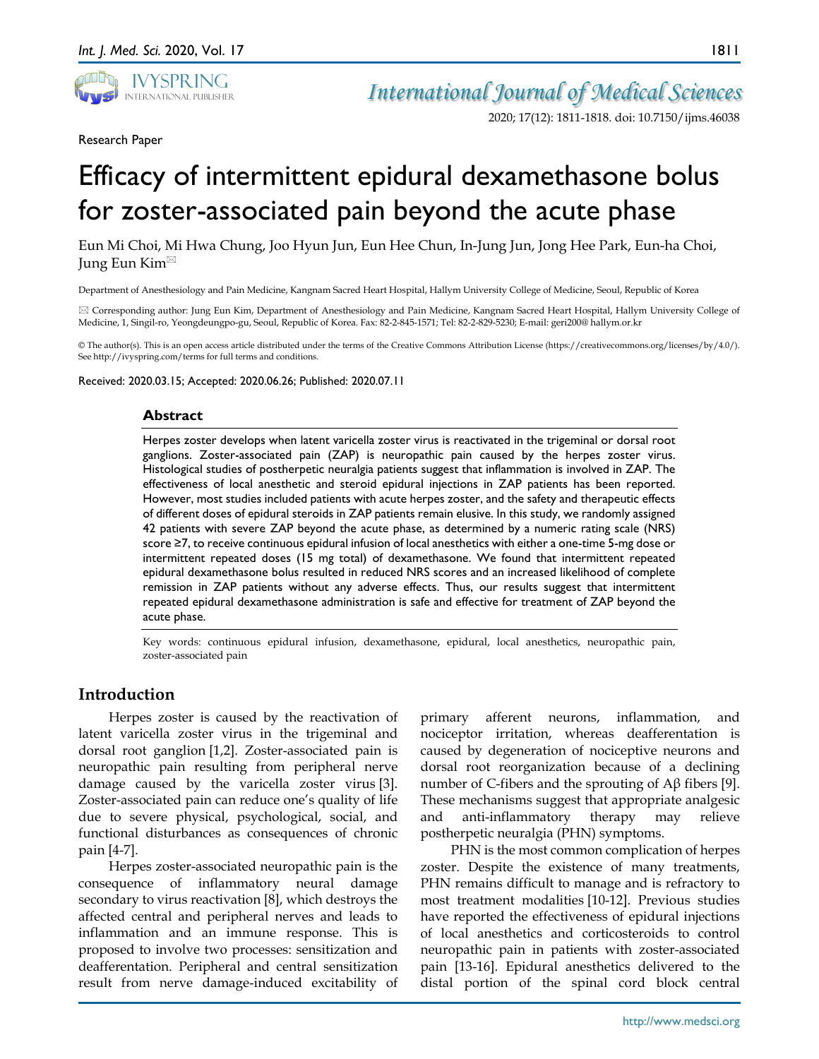Research Paper

# Efficacy of intermittent epidural dexamethasone bolus for zoster-associated pain beyond the acute phase

Eun Mi Choi, Mi Hwa Chung, Joo Hyun Jun, Eun Hee Chun, In-Jung Jun, Jong Hee Park, Eun-ha Choi, Jung Eun Kim✉

Department of Anesthesiology and Pain Medicine, Kangnam Sacred Heart Hospital, Hallym University College of Medicine, Seoul, Republic of Korea

✉ Corresponding author: Jung Eun Kim, Department of Anesthesiology and Pain Medicine, Kangnam Sacred Heart Hospital, Hallym University College of Medicine, 1, Singil-ro, Yeongdeungpo-gu, Seoul, Republic of Korea. Fax: 82-2-845-1571; Tel: 82-2-829-5230; E-mail: geri200@ hallym.or.kr

© The author(s). This is an open access article distributed under the terms of the Creative Commons Attribution License (https://creativecommons.org/licenses/by/4.0/). See http://ivyspring.com/terms for full terms and conditions.

Received: 2020.03.15; Accepted: 2020.06.26; Published: 2020.07.11

## Abstract

Herpes zoster develops when latent varicella zoster virus is reactivated in the trigeminal or dorsal root ganglions. Zoster-associated pain (ZAP) is neuropathic pain caused by the herpes zoster virus. Histological studies of postherpetic neuralgia patients suggest that inflammation is involved in ZAP. The effectiveness of local anesthetic and steroid epidural injections in ZAP patients has been reported. However, most studies included patients with acute herpes zoster, and the safety and therapeutic effects of different doses of epidural steroids in ZAP patients remain elusive. In this study, we randomly assigned 42 patients with severe ZAP beyond the acute phase, as determined by a numeric rating scale (NRS) score ≥7, to receive continuous epidural infusion of local anesthetics with either a one-time 5-mg dose or intermittent repeated doses (15 mg total) of dexamethasone. We found that intermittent repeated epidural dexamethasone bolus resulted in reduced NRS scores and an increased likelihood of complete remission in ZAP patients without any adverse effects. Thus, our results suggest that intermittent repeated epidural dexamethasone administration is safe and effective for treatment of ZAP beyond the acute phase.

Key words: continuous epidural infusion, dexamethasone, epidural, local anesthetics, neuropathic pain, zoster-associated pain

## Introduction

Herpes zoster is caused by the reactivation of latent varicella zoster virus in the trigeminal and dorsal root ganglion [1,2]. Zoster-associated pain is neuropathic pain resulting from peripheral nerve damage caused by the varicella zoster virus [3]. Zoster-associated pain can reduce one's quality of life due to severe physical, psychological, social, and functional disturbances as consequences of chronic pain [4-7].

Herpes zoster-associated neuropathic pain is the consequence of inflammatory neural damage secondary to virus reactivation [8], which destroys the affected central and peripheral nerves and leads to inflammation and an immune response. This is proposed to involve two processes: sensitization and deafferentation. Peripheral and central sensitization result from nerve damage-induced excitability of primary afferent neurons, inflammation, and nociceptor irritation, whereas deafferentation is caused by degeneration of nociceptive neurons and dorsal root reorganization because of a declining number of C-fibers and the sprouting of Aβ fibers [9]. These mechanisms suggest that appropriate analgesic and anti-inflammatory therapy may relieve postherpetic neuralgia (PHN) symptoms.

PHN is the most common complication of herpes zoster. Despite the existence of many treatments, PHN remains difficult to manage and is refractory to most treatment modalities [10-12]. Previous studies have reported the effectiveness of epidural injections of local anesthetics and corticosteroids to control neuropathic pain in patients with zoster-associated pain [13-16]. Epidural anesthetics delivered to the distal portion of the spinal cord block central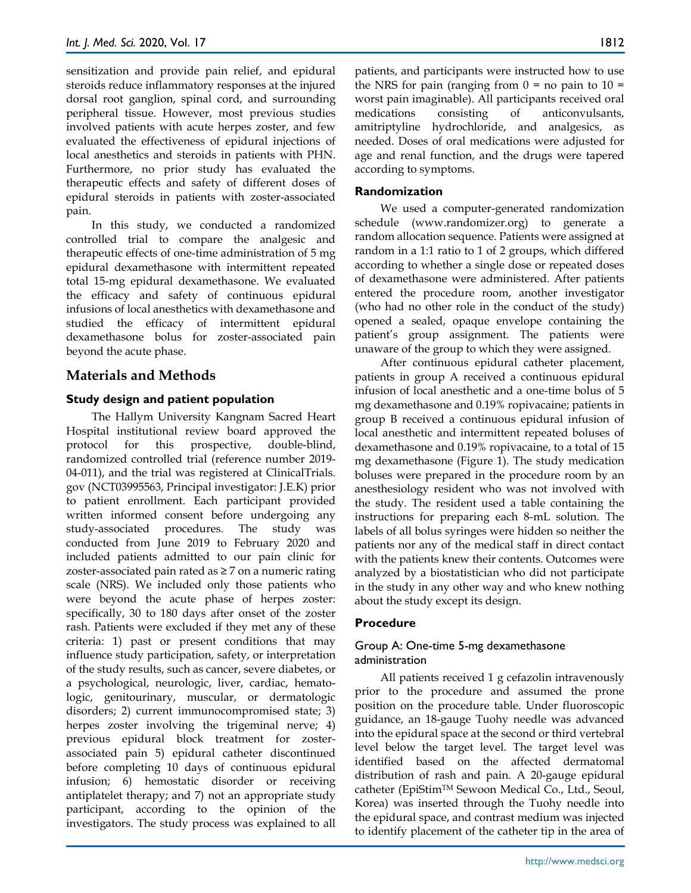sensitization and provide pain relief, and epidural steroids reduce inflammatory responses at the injured dorsal root ganglion, spinal cord, and surrounding peripheral tissue. However, most previous studies involved patients with acute herpes zoster, and few evaluated the effectiveness of epidural injections of local anesthetics and steroids in patients with PHN. Furthermore, no prior study has evaluated the therapeutic effects and safety of different doses of epidural steroids in patients with zoster-associated pain.

In this study, we conducted a randomized controlled trial to compare the analgesic and therapeutic effects of one-time administration of 5 mg epidural dexamethasone with intermittent repeated total 15-mg epidural dexamethasone. We evaluated the efficacy and safety of continuous epidural infusions of local anesthetics with dexamethasone and studied the efficacy of intermittent epidural dexamethasone bolus for zoster-associated pain beyond the acute phase.

## Materials and Methods

### Study design and patient population

The Hallym University Kangnam Sacred Heart Hospital institutional review board approved the protocol for this prospective, double-blind, randomized controlled trial (reference number 2019-04-011), and the trial was registered at ClinicalTrials.gov (NCT03995563, Principal investigator: J.E.K) prior to patient enrollment. Each participant provided written informed consent before undergoing any study-associated procedures. The study was conducted from June 2019 to February 2020 and included patients admitted to our pain clinic for zoster-associated pain rated as ≥ 7 on a numeric rating scale (NRS). We included only those patients who were beyond the acute phase of herpes zoster: specifically, 30 to 180 days after onset of the zoster rash. Patients were excluded if they met any of these criteria: 1) past or present conditions that may influence study participation, safety, or interpretation of the study results, such as cancer, severe diabetes, or a psychological, neurologic, liver, cardiac, hematologic, genitourinary, muscular, or dermatologic disorders; 2) current immunocompromised state; 3) herpes zoster involving the trigeminal nerve; 4) previous epidural block treatment for zoster-associated pain 5) epidural catheter discontinued before completing 10 days of continuous epidural infusion; 6) hemostatic disorder or receiving antiplatelet therapy; and 7) not an appropriate study participant, according to the opinion of the investigators. The study process was explained to all patients, and participants were instructed how to use the NRS for pain (ranging from 0 = no pain to 10 = worst pain imaginable). All participants received oral medications consisting of anticonvulsants, amitriptyline hydrochloride, and analgesics, as needed. Doses of oral medications were adjusted for age and renal function, and the drugs were tapered according to symptoms.

### Randomization

We used a computer-generated randomization schedule (www.randomizer.org) to generate a random allocation sequence. Patients were assigned at random in a 1:1 ratio to 1 of 2 groups, which differed according to whether a single dose or repeated doses of dexamethasone were administered. After patients entered the procedure room, another investigator (who had no other role in the conduct of the study) opened a sealed, opaque envelope containing the patient's group assignment. The patients were unaware of the group to which they were assigned.

After continuous epidural catheter placement, patients in group A received a continuous epidural infusion of local anesthetic and a one-time bolus of 5 mg dexamethasone and 0.19% ropivacaine; patients in group B received a continuous epidural infusion of local anesthetic and intermittent repeated boluses of dexamethasone and 0.19% ropivacaine, to a total of 15 mg dexamethasone (Figure 1). The study medication boluses were prepared in the procedure room by an anesthesiology resident who was not involved with the study. The resident used a table containing the instructions for preparing each 8-mL solution. The labels of all bolus syringes were hidden so neither the patients nor any of the medical staff in direct contact with the patients knew their contents. Outcomes were analyzed by a biostatistician who did not participate in the study in any other way and who knew nothing about the study except its design.

### Procedure

#### Group A: One-time 5-mg dexamethasone administration

All patients received 1 g cefazolin intravenously prior to the procedure and assumed the prone position on the procedure table. Under fluoroscopic guidance, an 18-gauge Tuohy needle was advanced into the epidural space at the second or third vertebral level below the target level. The target level was identified based on the affected dermatomal distribution of rash and pain. A 20-gauge epidural catheter (EpiStim™ Sewoon Medical Co., Ltd., Seoul, Korea) was inserted through the Tuohy needle into the epidural space, and contrast medium was injected to identify placement of the catheter tip in the area of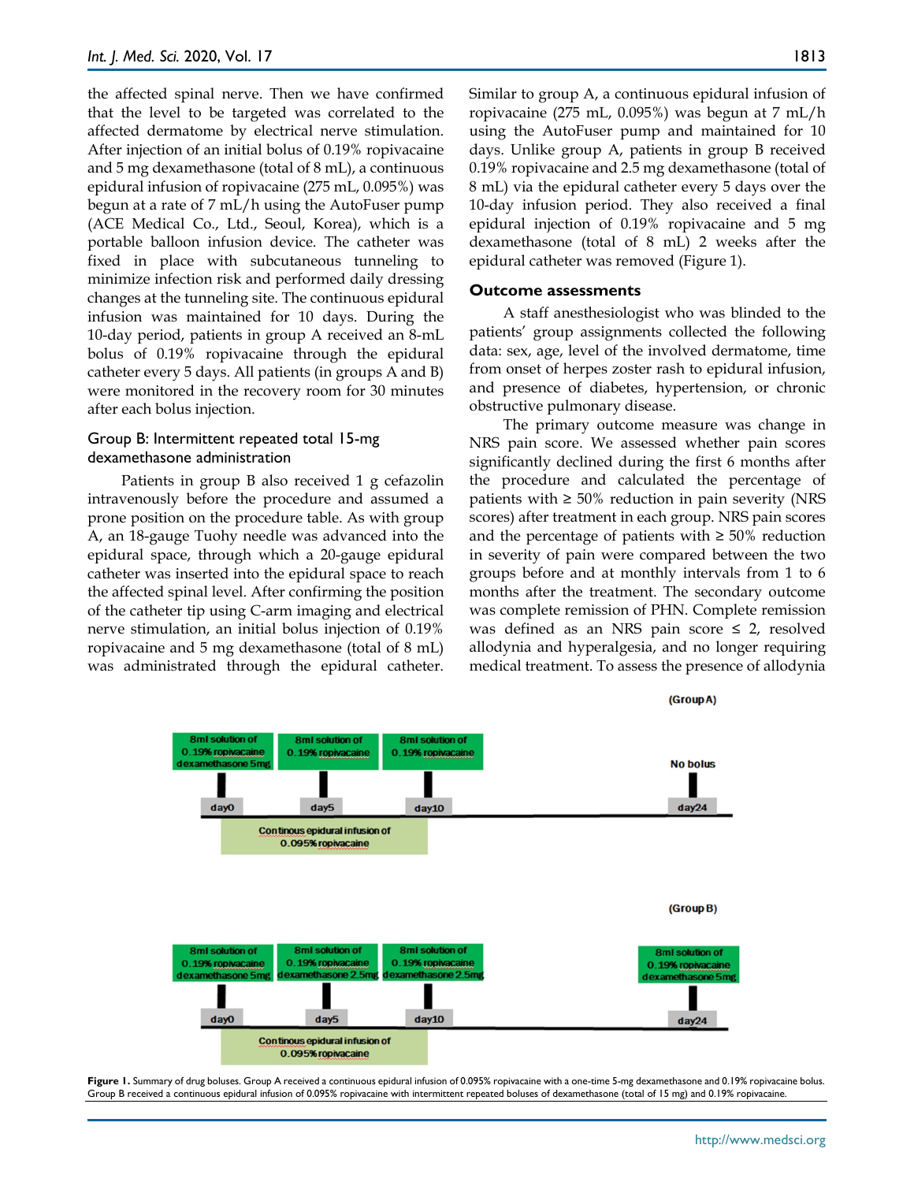the affected spinal nerve. Then we have confirmed that the level to be targeted was correlated to the affected dermatome by electrical nerve stimulation. After injection of an initial bolus of 0.19% ropivacaine and 5 mg dexamethasone (total of 8 mL), a continuous epidural infusion of ropivacaine (275 mL, 0.095%) was begun at a rate of 7 mL/h using the AutoFuser pump (ACE Medical Co., Ltd., Seoul, Korea), which is a portable balloon infusion device. The catheter was fixed in place with subcutaneous tunneling to minimize infection risk and performed daily dressing changes at the tunneling site. The continuous epidural infusion was maintained for 10 days. During the 10-day period, patients in group A received an 8-mL bolus of 0.19% ropivacaine through the epidural catheter every 5 days. All patients (in groups A and B) were monitored in the recovery room for 30 minutes after each bolus injection.

### Group B: Intermittent repeated total 15-mg dexamethasone administration

Patients in group B also received 1 g cefazolin intravenously before the procedure and assumed a prone position on the procedure table. As with group A, an 18-gauge Tuohy needle was advanced into the epidural space, through which a 20-gauge epidural catheter was inserted into the epidural space to reach the affected spinal level. After confirming the position of the catheter tip using C-arm imaging and electrical nerve stimulation, an initial bolus injection of 0.19% ropivacaine and 5 mg dexamethasone (total of 8 mL) was administrated through the epidural catheter. Similar to group A, a continuous epidural infusion of ropivacaine (275 mL, 0.095%) was begun at 7 mL/h using the AutoFuser pump and maintained for 10 days. Unlike group A, patients in group B received 0.19% ropivacaine and 2.5 mg dexamethasone (total of 8 mL) via the epidural catheter every 5 days over the 10-day infusion period. They also received a final epidural injection of 0.19% ropivacaine and 5 mg dexamethasone (total of 8 mL) 2 weeks after the epidural catheter was removed (Figure 1).

## Outcome assessments

A staff anesthesiologist who was blinded to the patients' group assignments collected the following data: sex, age, level of the involved dermatome, time from onset of herpes zoster rash to epidural infusion, and presence of diabetes, hypertension, or chronic obstructive pulmonary disease.

The primary outcome measure was change in NRS pain score. We assessed whether pain scores significantly declined during the first 6 months after the procedure and calculated the percentage of patients with ≥ 50% reduction in pain severity (NRS scores) after treatment in each group. NRS pain scores and the percentage of patients with ≥ 50% reduction in severity of pain were compared between the two groups before and at monthly intervals from 1 to 6 months after the treatment. The secondary outcome was complete remission of PHN. Complete remission was defined as an NRS pain score ≤ 2, resolved allodynia and hyperalgesia, and no longer requiring medical treatment. To assess the presence of allodynia

(Group A)

| day0 | day5 | day10 | day24 |
|---|---|---|---|
| 8ml solution of 0.19% ropivacaine dexamethasone 5mg | 8ml solution of 0.19% ropivacaine | 8ml solution of 0.19% ropivacaine | No bolus |

Continous epidural infusion of 0.095% ropivacaine (day0–day10)

(Group B)

| day0 | day5 | day10 | day24 |
|---|---|---|---|
| 8ml solution of 0.19% ropivacaine dexamethasone 5mg | 8ml solution of 0.19% ropivacaine dexamethasone 2.5mg | 8ml solution of 0.19% ropivacaine dexamethasone 2.5mg | 8ml solution of 0.19% ropivacaine dexamethasone 5mg |

Continous epidural infusion of 0.095% ropivacaine (day0–day10)

**Figure 1.** Summary of drug boluses. Group A received a continuous epidural infusion of 0.095% ropivacaine with a one-time 5-mg dexamethasone and 0.19% ropivacaine bolus. Group B received a continuous epidural infusion of 0.095% ropivacaine with intermittent repeated boluses of dexamethasone (total of 15 mg) and 0.19% ropivacaine.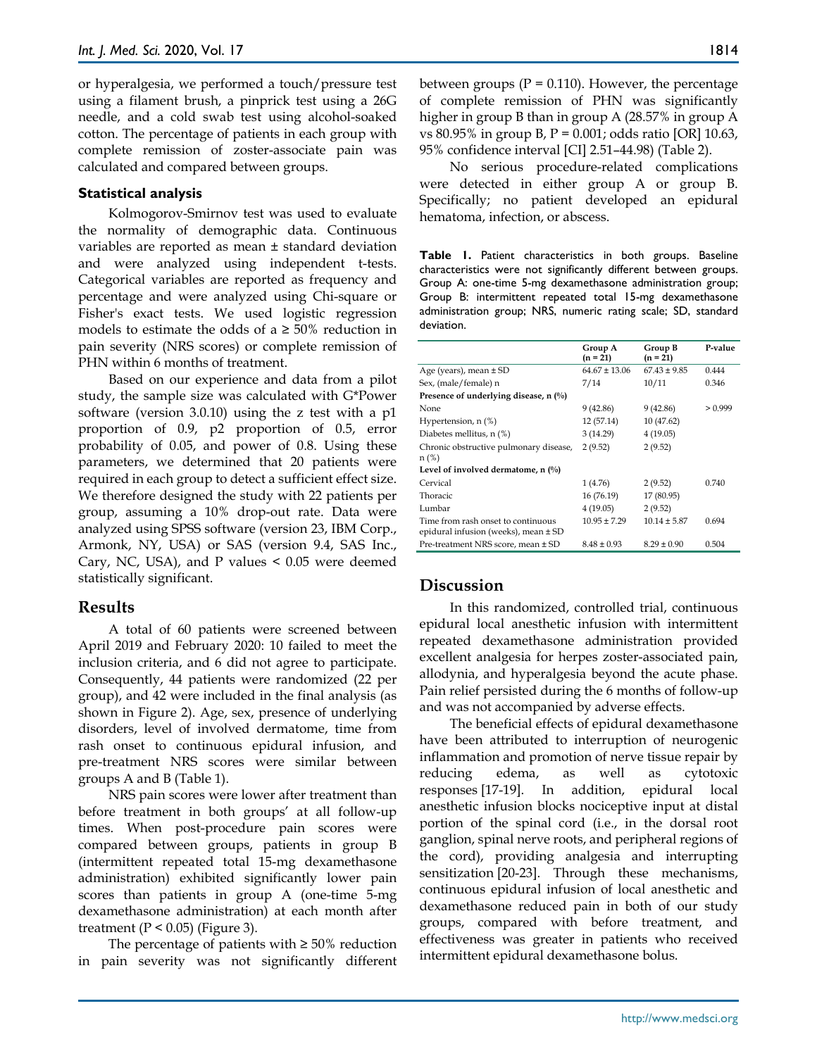or hyperalgesia, we performed a touch/pressure test using a filament brush, a pinprick test using a 26G needle, and a cold swab test using alcohol-soaked cotton. The percentage of patients in each group with complete remission of zoster-associate pain was calculated and compared between groups.

### Statistical analysis

Kolmogorov-Smirnov test was used to evaluate the normality of demographic data. Continuous variables are reported as mean ± standard deviation and were analyzed using independent t-tests. Categorical variables are reported as frequency and percentage and were analyzed using Chi-square or Fisher's exact tests. We used logistic regression models to estimate the odds of a ≥ 50% reduction in pain severity (NRS scores) or complete remission of PHN within 6 months of treatment.

Based on our experience and data from a pilot study, the sample size was calculated with G*Power software (version 3.0.10) using the z test with a p1 proportion of 0.9, p2 proportion of 0.5, error probability of 0.05, and power of 0.8. Using these parameters, we determined that 20 patients were required in each group to detect a sufficient effect size. We therefore designed the study with 22 patients per group, assuming a 10% drop-out rate. Data were analyzed using SPSS software (version 23, IBM Corp., Armonk, NY, USA) or SAS (version 9.4, SAS Inc., Cary, NC, USA), and P values < 0.05 were deemed statistically significant.

## Results

A total of 60 patients were screened between April 2019 and February 2020: 10 failed to meet the inclusion criteria, and 6 did not agree to participate. Consequently, 44 patients were randomized (22 per group), and 42 were included in the final analysis (as shown in Figure 2). Age, sex, presence of underlying disorders, level of involved dermatome, time from rash onset to continuous epidural infusion, and pre-treatment NRS scores were similar between groups A and B (Table 1).

NRS pain scores were lower after treatment than before treatment in both groups' at all follow-up times. When post-procedure pain scores were compared between groups, patients in group B (intermittent repeated total 15-mg dexamethasone administration) exhibited significantly lower pain scores than patients in group A (one-time 5-mg dexamethasone administration) at each month after treatment (P < 0.05) (Figure 3).

The percentage of patients with ≥ 50% reduction in pain severity was not significantly different between groups (P = 0.110). However, the percentage of complete remission of PHN was significantly higher in group B than in group A (28.57% in group A vs 80.95% in group B, P = 0.001; odds ratio [OR] 10.63, 95% confidence interval [CI] 2.51–44.98) (Table 2).

No serious procedure-related complications were detected in either group A or group B. Specifically; no patient developed an epidural hematoma, infection, or abscess.

**Table 1.** Patient characteristics in both groups. Baseline characteristics were not significantly different between groups. Group A: one-time 5-mg dexamethasone administration group; Group B: intermittent repeated total 15-mg dexamethasone administration group; NRS, numeric rating scale; SD, standard deviation.

| | Group A (n = 21) | Group B (n = 21) | P-value |
|---|---|---|---|
| Age (years), mean ± SD | 64.67 ± 13.06 | 67.43 ± 9.85 | 0.444 |
| Sex, (male/female) n | 7/14 | 10/11 | 0.346 |
| **Presence of underlying disease, n (%)** | | | |
| None | 9 (42.86) | 9 (42.86) | > 0.999 |
| Hypertension, n (%) | 12 (57.14) | 10 (47.62) | |
| Diabetes mellitus, n (%) | 3 (14.29) | 4 (19.05) | |
| Chronic obstructive pulmonary disease, n (%) | 2 (9.52) | 2 (9.52) | |
| **Level of involved dermatome, n (%)** | | | |
| Cervical | 1 (4.76) | 2 (9.52) | 0.740 |
| Thoracic | 16 (76.19) | 17 (80.95) | |
| Lumbar | 4 (19.05) | 2 (9.52) | |
| Time from rash onset to continuous epidural infusion (weeks), mean ± SD | 10.95 ± 7.29 | 10.14 ± 5.87 | 0.694 |
| Pre-treatment NRS score, mean ± SD | 8.48 ± 0.93 | 8.29 ± 0.90 | 0.504 |

## Discussion

In this randomized, controlled trial, continuous epidural local anesthetic infusion with intermittent repeated dexamethasone administration provided excellent analgesia for herpes zoster-associated pain, allodynia, and hyperalgesia beyond the acute phase. Pain relief persisted during the 6 months of follow-up and was not accompanied by adverse effects.

The beneficial effects of epidural dexamethasone have been attributed to interruption of neurogenic inflammation and promotion of nerve tissue repair by reducing edema, as well as cytotoxic responses [17-19]. In addition, epidural local anesthetic infusion blocks nociceptive input at distal portion of the spinal cord (i.e., in the dorsal root ganglion, spinal nerve roots, and peripheral regions of the cord), providing analgesia and interrupting sensitization [20-23]. Through these mechanisms, continuous epidural infusion of local anesthetic and dexamethasone reduced pain in both of our study groups, compared with before treatment, and effectiveness was greater in patients who received intermittent epidural dexamethasone bolus.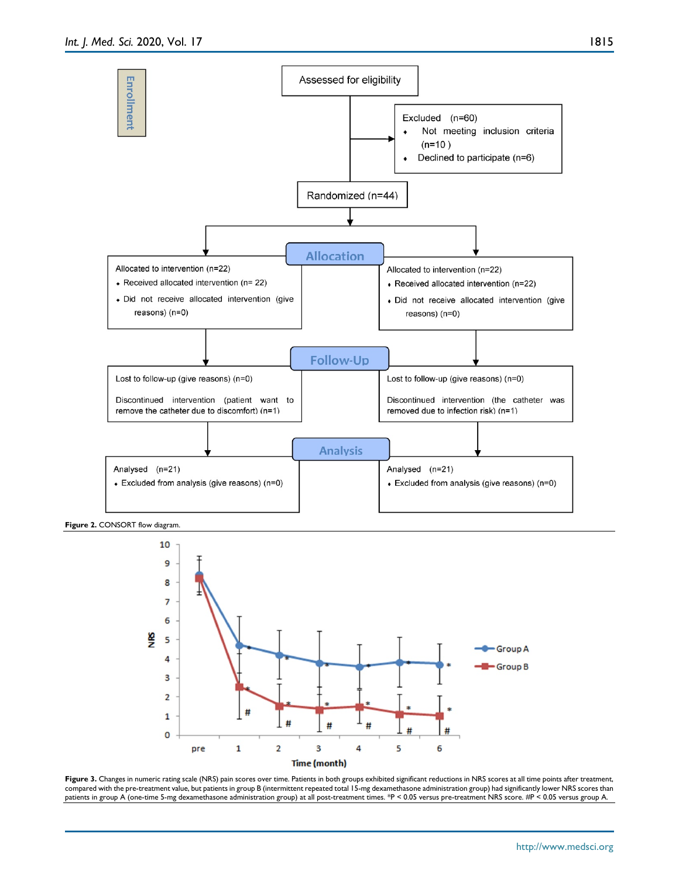Figure 2. CONSORT flow diagram.

Figure 3. Changes in numeric rating scale (NRS) pain scores over time. Patients in both groups exhibited significant reductions in NRS scores at all time points after treatment, compared with the pre-treatment value, but patients in group B (intermittent repeated total 15-mg dexamethasone administration group) had significantly lower NRS scores than patients in group A (one-time 5-mg dexamethasone administration group) at all post-treatment times. *P < 0.05 versus pre-treatment NRS score. #P < 0.05 versus group A.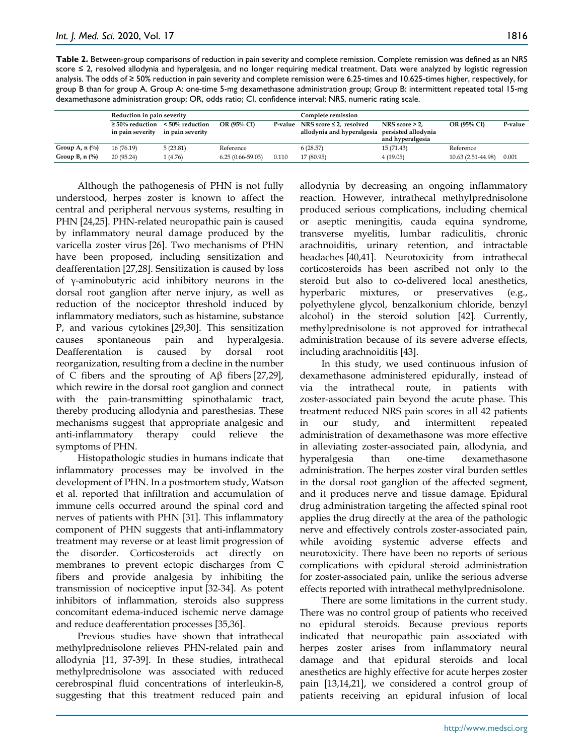**Table 2.** Between-group comparisons of reduction in pain severity and complete remission. Complete remission was defined as an NRS score ≤ 2, resolved allodynia and hyperalgesia, and no longer requiring medical treatment. Data were analyzed by logistic regression analysis. The odds of ≥ 50% reduction in pain severity and complete remission were 6.25-times and 10.625-times higher, respectively, for group B than for group A. Group A: one-time 5-mg dexamethasone administration group; Group B: intermittent repeated total 15-mg dexamethasone administration group; OR, odds ratio; CI, confidence interval; NRS, numeric rating scale.

| | Reduction in pain severity | | | | Complete remission | | | |
|---|---|---|---|---|---|---|---|---|
| | ≥ 50% reduction in pain severity | < 50% reduction in pain severity | OR (95% CI) | P-value | NRS score ≤ 2, resolved allodynia and hyperalgesia | NRS score > 2, persisted allodynia and hyperalgesia | OR (95% CI) | P-value |
| Group A, n (%) | 16 (76.19) | 5 (23.81) | Reference | | 6 (28.57) | 15 (71.43) | Reference | |
| Group B, n (%) | 20 (95.24) | 1 (4.76) | 6.25 (0.66-59.03) | 0.110 | 17 (80.95) | 4 (19.05) | 10.63 (2.51-44.98) | 0.001 |

Although the pathogenesis of PHN is not fully understood, herpes zoster is known to affect the central and peripheral nervous systems, resulting in PHN [24,25]. PHN-related neuropathic pain is caused by inflammatory neural damage produced by the varicella zoster virus [26]. Two mechanisms of PHN have been proposed, including sensitization and deafferentation [27,28]. Sensitization is caused by loss of γ-aminobutyric acid inhibitory neurons in the dorsal root ganglion after nerve injury, as well as reduction of the nociceptor threshold induced by inflammatory mediators, such as histamine, substance P, and various cytokines [29,30]. This sensitization causes spontaneous pain and hyperalgesia. Deafferentation is caused by dorsal root reorganization, resulting from a decline in the number of C fibers and the sprouting of Aβ fibers [27,29], which rewire in the dorsal root ganglion and connect with the pain-transmitting spinothalamic tract, thereby producing allodynia and paresthesias. These mechanisms suggest that appropriate analgesic and anti-inflammatory therapy could relieve the symptoms of PHN.

Histopathologic studies in humans indicate that inflammatory processes may be involved in the development of PHN. In a postmortem study, Watson et al. reported that infiltration and accumulation of immune cells occurred around the spinal cord and nerves of patients with PHN [31]. This inflammatory component of PHN suggests that anti-inflammatory treatment may reverse or at least limit progression of the disorder. Corticosteroids act directly on membranes to prevent ectopic discharges from C fibers and provide analgesia by inhibiting the transmission of nociceptive input [32-34]. As potent inhibitors of inflammation, steroids also suppress concomitant edema-induced ischemic nerve damage and reduce deafferentation processes [35,36].

Previous studies have shown that intrathecal methylprednisolone relieves PHN-related pain and allodynia [11, 37-39]. In these studies, intrathecal methylprednisolone was associated with reduced cerebrospinal fluid concentrations of interleukin-8, suggesting that this treatment reduced pain and allodynia by decreasing an ongoing inflammatory reaction. However, intrathecal methylprednisolone produced serious complications, including chemical or aseptic meningitis, cauda equina syndrome, transverse myelitis, lumbar radiculitis, chronic arachnoiditis, urinary retention, and intractable headaches [40,41]. Neurotoxicity from intrathecal corticosteroids has been ascribed not only to the steroid but also to co-delivered local anesthetics, hyperbaric mixtures, or preservatives (e.g., polyethylene glycol, benzalkonium chloride, benzyl alcohol) in the steroid solution [42]. Currently, methylprednisolone is not approved for intrathecal administration because of its severe adverse effects, including arachnoiditis [43].

In this study, we used continuous infusion of dexamethasone administered epidurally, instead of via the intrathecal route, in patients with zoster-associated pain beyond the acute phase. This treatment reduced NRS pain scores in all 42 patients in our study, and intermittent repeated administration of dexamethasone was more effective in alleviating zoster-associated pain, allodynia, and hyperalgesia than one-time dexamethasone administration. The herpes zoster viral burden settles in the dorsal root ganglion of the affected segment, and it produces nerve and tissue damage. Epidural drug administration targeting the affected spinal root applies the drug directly at the area of the pathologic nerve and effectively controls zoster-associated pain, while avoiding systemic adverse effects and neurotoxicity. There have been no reports of serious complications with epidural steroid administration for zoster-associated pain, unlike the serious adverse effects reported with intrathecal methylprednisolone.

There are some limitations in the current study. There was no control group of patients who received no epidural steroids. Because previous reports indicated that neuropathic pain associated with herpes zoster arises from inflammatory neural damage and that epidural steroids and local anesthetics are highly effective for acute herpes zoster pain [13,14,21], we considered a control group of patients receiving an epidural infusion of local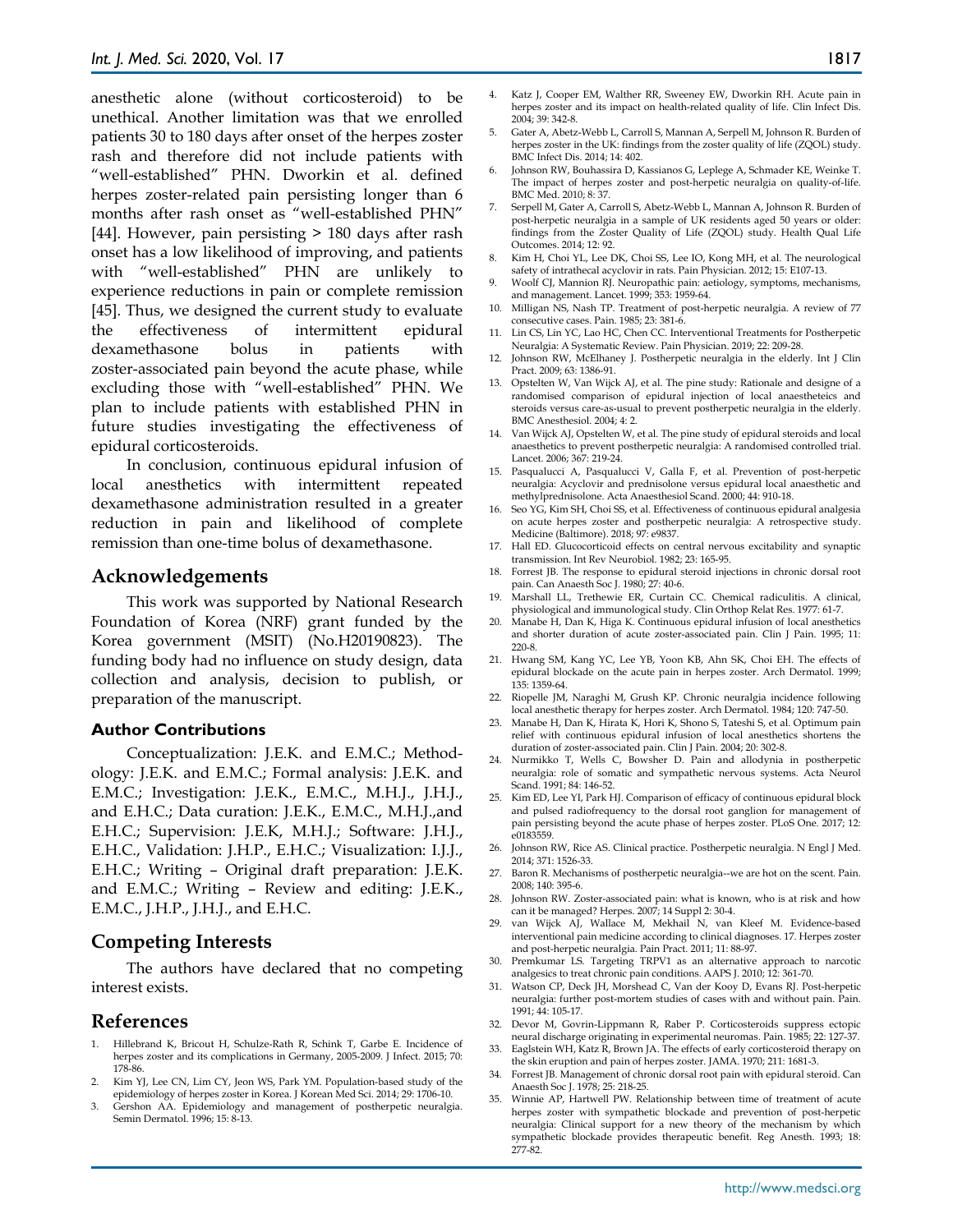anesthetic alone (without corticosteroid) to be unethical. Another limitation was that we enrolled patients 30 to 180 days after onset of the herpes zoster rash and therefore did not include patients with "well-established" PHN. Dworkin et al. defined herpes zoster-related pain persisting longer than 6 months after rash onset as "well-established PHN" [44]. However, pain persisting > 180 days after rash onset has a low likelihood of improving, and patients with "well-established" PHN are unlikely to experience reductions in pain or complete remission [45]. Thus, we designed the current study to evaluate the effectiveness of intermittent epidural dexamethasone bolus in patients with zoster-associated pain beyond the acute phase, while excluding those with "well-established" PHN. We plan to include patients with established PHN in future studies investigating the effectiveness of epidural corticosteroids.

In conclusion, continuous epidural infusion of local anesthetics with intermittent repeated dexamethasone administration resulted in a greater reduction in pain and likelihood of complete remission than one-time bolus of dexamethasone.

## Acknowledgements

This work was supported by National Research Foundation of Korea (NRF) grant funded by the Korea government (MSIT) (No.H20190823). The funding body had no influence on study design, data collection and analysis, decision to publish, or preparation of the manuscript.

### Author Contributions

Conceptualization: J.E.K. and E.M.C.; Methodology: J.E.K. and E.M.C.; Formal analysis: J.E.K. and E.M.C.; Investigation: J.E.K., E.M.C., M.H.J., J.H.J., and E.H.C.; Data curation: J.E.K., E.M.C., M.H.J.,and E.H.C.; Supervision: J.E.K, M.H.J.; Software: J.H.J., E.H.C., Validation: J.H.P., E.H.C.; Visualization: I.J.J., E.H.C.; Writing – Original draft preparation: J.E.K. and E.M.C.; Writing – Review and editing: J.E.K., E.M.C., J.H.P., J.H.J., and E.H.C.

## Competing Interests

The authors have declared that no competing interest exists.

## References

1. Hillebrand K, Bricout H, Schulze-Rath R, Schink T, Garbe E. Incidence of herpes zoster and its complications in Germany, 2005-2009. J Infect. 2015; 70: 178-86.
2. Kim YJ, Lee CN, Lim CY, Jeon WS, Park YM. Population-based study of the epidemiology of herpes zoster in Korea. J Korean Med Sci. 2014; 29: 1706-10.
3. Gershon AA. Epidemiology and management of postherpetic neuralgia. Semin Dermatol. 1996; 15: 8-13.
4. Katz J, Cooper EM, Walther RR, Sweeney EW, Dworkin RH. Acute pain in herpes zoster and its impact on health-related quality of life. Clin Infect Dis. 2004; 39: 342-8.
5. Gater A, Abetz-Webb L, Carroll S, Mannan A, Serpell M, Johnson R. Burden of herpes zoster in the UK: findings from the zoster quality of life (ZQOL) study. BMC Infect Dis. 2014; 14: 402.
6. Johnson RW, Bouhassira D, Kassianos G, Leplege A, Schmader KE, Weinke T. The impact of herpes zoster and post-herpetic neuralgia on quality-of-life. BMC Med. 2010; 8: 37.
7. Serpell M, Gater A, Carroll S, Abetz-Webb L, Mannan A, Johnson R. Burden of post-herpetic neuralgia in a sample of UK residents aged 50 years or older: findings from the Zoster Quality of Life (ZQOL) study. Health Qual Life Outcomes. 2014; 12: 92.
8. Kim H, Choi YL, Lee DK, Choi SS, Lee IO, Kong MH, et al. The neurological safety of intrathecal acyclovir in rats. Pain Physician. 2012; 15: E107-13.
9. Woolf CJ, Mannion RJ. Neuropathic pain: aetiology, symptoms, mechanisms, and management. Lancet. 1999; 353: 1959-64.
10. Milligan NS, Nash TP. Treatment of post-herpetic neuralgia. A review of 77 consecutive cases. Pain. 1985; 23: 381-6.
11. Lin CS, Lin YC, Lao HC, Chen CC. Interventional Treatments for Postherpetic Neuralgia: A Systematic Review. Pain Physician. 2019; 22: 209-28.
12. Johnson RW, McElhaney J. Postherpetic neuralgia in the elderly. Int J Clin Pract. 2009; 63: 1386-91.
13. Opstelten W, Van Wijck AJ, et al. The pine study: Rationale and designe of a randomised comparison of epidural injection of local anaesthetics and steroids versus care-as-usual to prevent postherpetic neuralgia in the elderly. BMC Anesthesiol. 2004; 4: 2.
14. Van Wijck AJ, Opstelten W, et al. The pine study of epidural steroids and local anaesthetics to prevent postherpetic neuralgia: A randomised controlled trial. Lancet. 2006; 367: 219-24.
15. Pasqualucci A, Pasqualucci V, Galla F, et al. Prevention of post-herpetic neuralgia: Acyclovir and prednisolone versus epidural local anaesthetic and methylprednisolone. Acta Anaesthesiol Scand. 2000; 44: 910-18.
16. Seo YG, Kim SH, Choi SS, et al. Effectiveness of continuous epidural analgesia on acute herpes zoster and postherpetic neuralgia: A retrospective study. Medicine (Baltimore). 2018; 97: e9837.
17. Hall ED. Glucocorticoid effects on central nervous excitability and synaptic transmission. Int Rev Neurobiol. 1982; 23: 165-95.
18. Forrest JB. The response to epidural steroid injections in chronic dorsal root pain. Can Anaesth Soc J. 1980; 27: 40-6.
19. Marshall LL, Trethewie ER, Curtain CC. Chemical radiculitis. A clinical, physiological and immunological study. Clin Orthop Relat Res. 1977: 61-7.
20. Manabe H, Dan K, Higa K. Continuous epidural infusion of local anesthetics and shorter duration of acute zoster-associated pain. Clin J Pain. 1995; 11: 220-8.
21. Hwang SM, Kang YC, Lee YB, Yoon KB, Ahn SK, Choi EH. The effects of epidural blockade on the acute pain in herpes zoster. Arch Dermatol. 1999; 135: 1359-64.
22. Riopelle JM, Naraghi M, Grush KP. Chronic neuralgia incidence following local anesthetic therapy for herpes zoster. Arch Dermatol. 1984; 120: 747-50.
23. Manabe H, Dan K, Hirata K, Hori K, Shono S, Tateshi S, et al. Optimum pain relief with continuous epidural infusion of local anesthetics shortens the duration of zoster-associated pain. Clin J Pain. 2004; 20: 302-8.
24. Nurmikko T, Wells C, Bowsher D. Pain and allodynia in postherpetic neuralgia: role of somatic and sympathetic nervous systems. Acta Neurol Scand. 1991; 84: 146-52.
25. Kim ED, Lee YI, Park HJ. Comparison of efficacy of continuous epidural block and pulsed radiofrequency to the dorsal root ganglion for management of pain persisting beyond the acute phase of herpes zoster. PLoS One. 2017; 12: e0183559.
26. Johnson RW, Rice AS. Clinical practice. Postherpetic neuralgia. N Engl J Med. 2014; 371: 1526-33.
27. Baron R. Mechanisms of postherpetic neuralgia--we are hot on the scent. Pain. 2008; 140: 395-6.
28. Johnson RW. Zoster-associated pain: what is known, who is at risk and how can it be managed? Herpes. 2007; 14 Suppl 2: 30-4.
29. van Wijck AJ, Wallace M, Mekhail N, van Kleef M. Evidence-based interventional pain medicine according to clinical diagnoses. 17. Herpes zoster and post-herpetic neuralgia. Pain Pract. 2011; 11: 88-97.
30. Premkumar LS. Targeting TRPV1 as an alternative approach to narcotic analgesics to treat chronic pain conditions. AAPS J. 2010; 12: 361-70.
31. Watson CP, Deck JH, Morshead C, Van der Kooy D, Evans RJ. Post-herpetic neuralgia: further post-mortem studies of cases with and without pain. Pain. 1991; 44: 105-17.
32. Devor M, Govrin-Lippmann R, Raber P. Corticosteroids suppress ectopic neural discharge originating in experimental neuromas. Pain. 1985; 22: 127-37.
33. Eaglstein WH, Katz R, Brown JA. The effects of early corticosteroid therapy on the skin eruption and pain of herpes zoster. JAMA. 1970; 211: 1681-3.
34. Forrest JB. Management of chronic dorsal root pain with epidural steroid. Can Anaesth Soc J. 1978; 25: 218-25.
35. Winnie AP, Hartwell PW. Relationship between time of treatment of acute herpes zoster with sympathetic blockade and prevention of post-herpetic neuralgia: Clinical support for a new theory of the mechanism by which sympathetic blockade provides therapeutic benefit. Reg Anesth. 1993; 18: 277-82.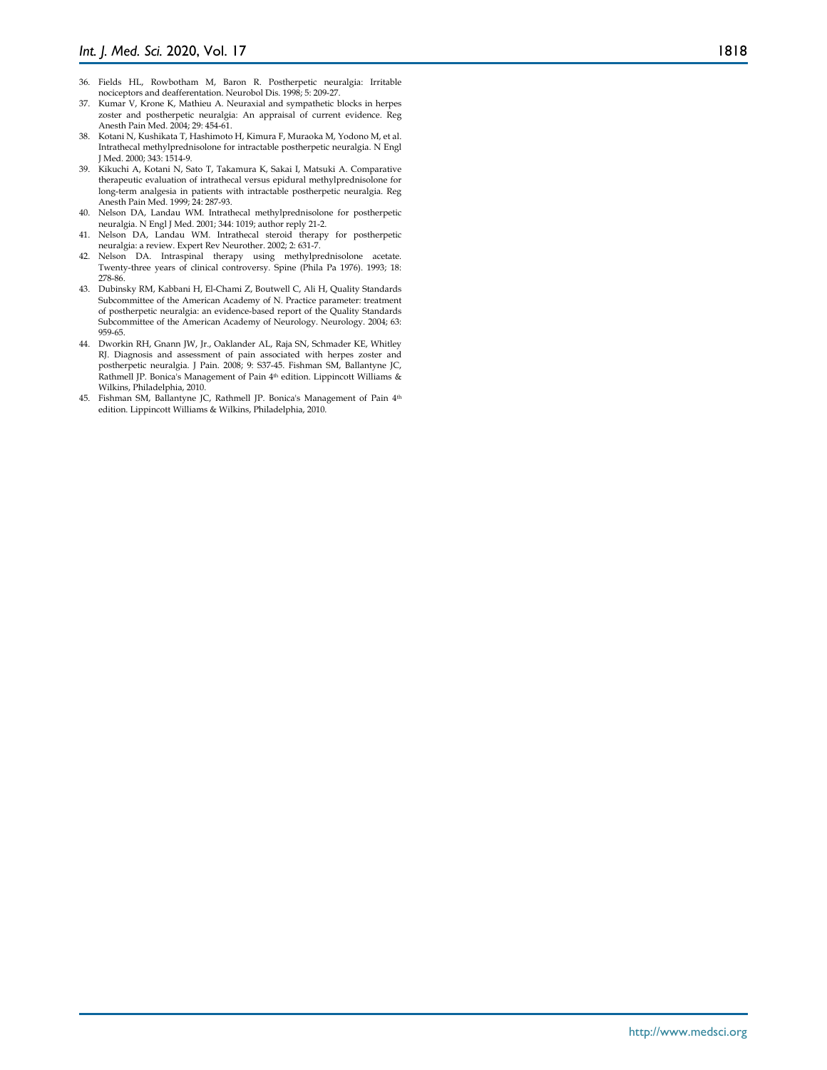36. Fields HL, Rowbotham M, Baron R. Postherpetic neuralgia: Irritable nociceptors and deafferentation. Neurobol Dis. 1998; 5: 209-27.
37. Kumar V, Krone K, Mathieu A. Neuraxial and sympathetic blocks in herpes zoster and postherpetic neuralgia: An appraisal of current evidence. Reg Anesth Pain Med. 2004; 29: 454-61.
38. Kotani N, Kushikata T, Hashimoto H, Kimura F, Muraoka M, Yodono M, et al. Intrathecal methylprednisolone for intractable postherpetic neuralgia. N Engl J Med. 2000; 343: 1514-9.
39. Kikuchi A, Kotani N, Sato T, Takamura K, Sakai I, Matsuki A. Comparative therapeutic evaluation of intrathecal versus epidural methylprednisolone for long-term analgesia in patients with intractable postherpetic neuralgia. Reg Anesth Pain Med. 1999; 24: 287-93.
40. Nelson DA, Landau WM. Intrathecal methylprednisolone for postherpetic neuralgia. N Engl J Med. 2001; 344: 1019; author reply 21-2.
41. Nelson DA, Landau WM. Intrathecal steroid therapy for postherpetic neuralgia: a review. Expert Rev Neurother. 2002; 2: 631-7.
42. Nelson DA. Intraspinal therapy using methylprednisolone acetate. Twenty-three years of clinical controversy. Spine (Phila Pa 1976). 1993; 18: 278-86.
43. Dubinsky RM, Kabbani H, El-Chami Z, Boutwell C, Ali H, Quality Standards Subcommittee of the American Academy of N. Practice parameter: treatment of postherpetic neuralgia: an evidence-based report of the Quality Standards Subcommittee of the American Academy of Neurology. Neurology. 2004; 63: 959-65.
44. Dworkin RH, Gnann JW, Jr., Oaklander AL, Raja SN, Schmader KE, Whitley RJ. Diagnosis and assessment of pain associated with herpes zoster and postherpetic neuralgia. J Pain. 2008; 9: S37-45. Fishman SM, Ballantyne JC, Rathmell JP. Bonica's Management of Pain 4th edition. Lippincott Williams & Wilkins, Philadelphia, 2010.
45. Fishman SM, Ballantyne JC, Rathmell JP. Bonica's Management of Pain 4th edition. Lippincott Williams & Wilkins, Philadelphia, 2010.